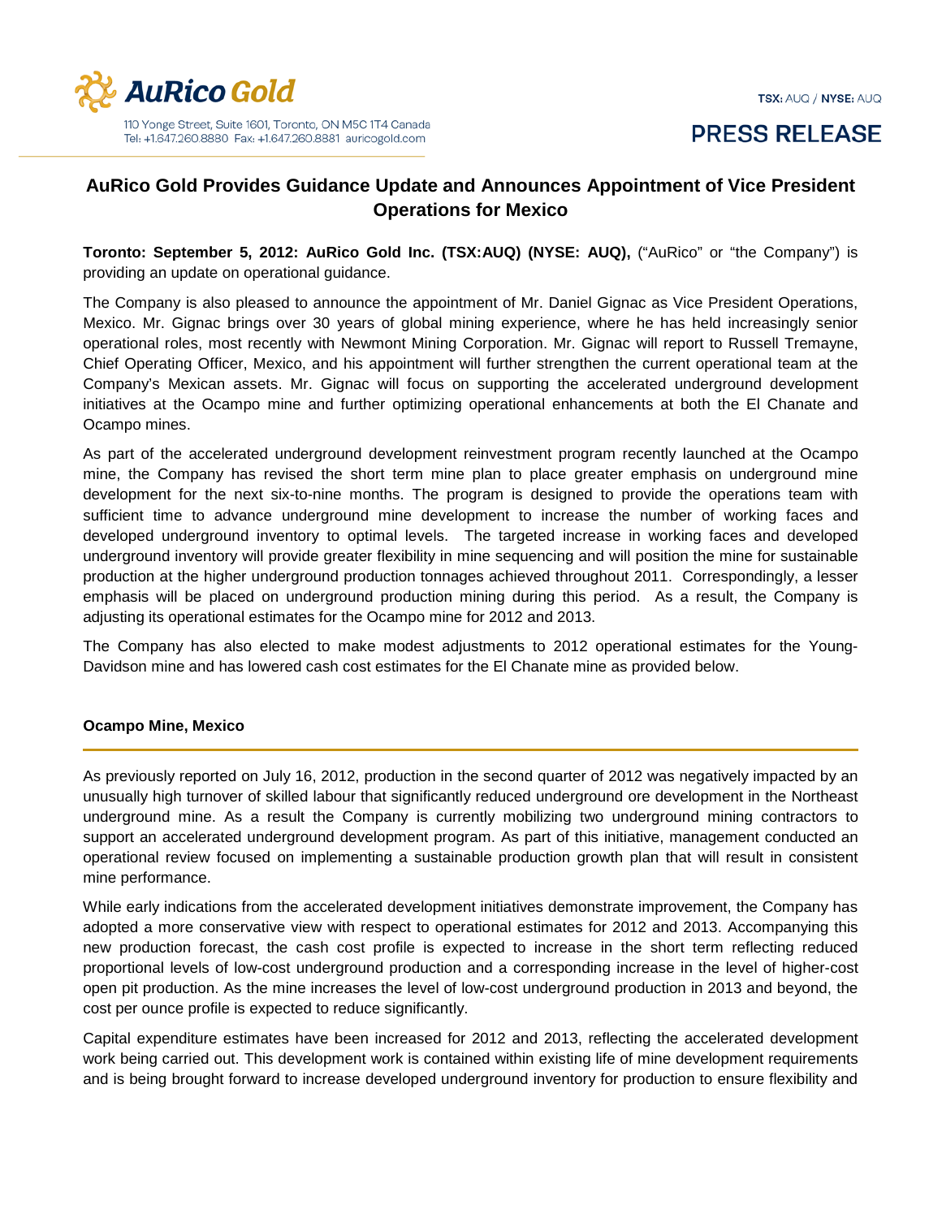AuRico Gold

110 Yonge Street, Suite 1601, Toronto, ON M5C 1T4 Canada
Tel: +1.647.260.8880 Fax: +1.647.260.8881 auricogold.com

TSX: AUQ / NYSE: AUQ

PRESS RELEASE

# AuRico Gold Provides Guidance Update and Announces Appointment of Vice President Operations for Mexico

**Toronto: September 5, 2012: AuRico Gold Inc. (TSX:AUQ) (NYSE: AUQ),** ("AuRico" or "the Company") is providing an update on operational guidance.

The Company is also pleased to announce the appointment of Mr. Daniel Gignac as Vice President Operations, Mexico. Mr. Gignac brings over 30 years of global mining experience, where he has held increasingly senior operational roles, most recently with Newmont Mining Corporation. Mr. Gignac will report to Russell Tremayne, Chief Operating Officer, Mexico, and his appointment will further strengthen the current operational team at the Company's Mexican assets. Mr. Gignac will focus on supporting the accelerated underground development initiatives at the Ocampo mine and further optimizing operational enhancements at both the El Chanate and Ocampo mines.

As part of the accelerated underground development reinvestment program recently launched at the Ocampo mine, the Company has revised the short term mine plan to place greater emphasis on underground mine development for the next six-to-nine months. The program is designed to provide the operations team with sufficient time to advance underground mine development to increase the number of working faces and developed underground inventory to optimal levels. The targeted increase in working faces and developed underground inventory will provide greater flexibility in mine sequencing and will position the mine for sustainable production at the higher underground production tonnages achieved throughout 2011. Correspondingly, a lesser emphasis will be placed on underground production mining during this period. As a result, the Company is adjusting its operational estimates for the Ocampo mine for 2012 and 2013.

The Company has also elected to make modest adjustments to 2012 operational estimates for the Young-Davidson mine and has lowered cash cost estimates for the El Chanate mine as provided below.

### Ocampo Mine, Mexico

As previously reported on July 16, 2012, production in the second quarter of 2012 was negatively impacted by an unusually high turnover of skilled labour that significantly reduced underground ore development in the Northeast underground mine. As a result the Company is currently mobilizing two underground mining contractors to support an accelerated underground development program. As part of this initiative, management conducted an operational review focused on implementing a sustainable production growth plan that will result in consistent mine performance.

While early indications from the accelerated development initiatives demonstrate improvement, the Company has adopted a more conservative view with respect to operational estimates for 2012 and 2013. Accompanying this new production forecast, the cash cost profile is expected to increase in the short term reflecting reduced proportional levels of low-cost underground production and a corresponding increase in the level of higher-cost open pit production. As the mine increases the level of low-cost underground production in 2013 and beyond, the cost per ounce profile is expected to reduce significantly.

Capital expenditure estimates have been increased for 2012 and 2013, reflecting the accelerated development work being carried out. This development work is contained within existing life of mine development requirements and is being brought forward to increase developed underground inventory for production to ensure flexibility and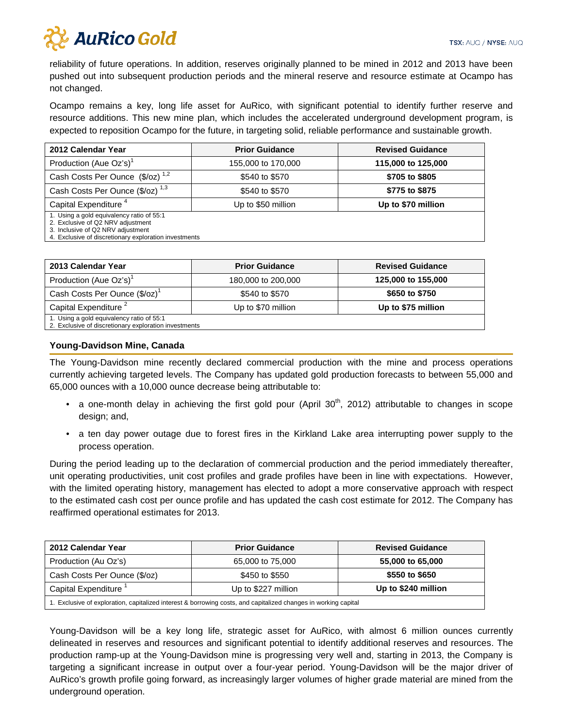reliability of future operations. In addition, reserves originally planned to be mined in 2012 and 2013 have been pushed out into subsequent production periods and the mineral reserve and resource estimate at Ocampo has not changed.

Ocampo remains a key, long life asset for AuRico, with significant potential to identify further reserve and resource additions. This new mine plan, which includes the accelerated underground development program, is expected to reposition Ocampo for the future, in targeting solid, reliable performance and sustainable growth.

| 2012 Calendar Year | Prior Guidance | Revised Guidance |
|---|---|---|
| Production (Aue Oz's)[1] | 155,000 to 170,000 | **115,000 to 125,000** |
| Cash Costs Per Ounce ($/oz)[1,2] | $540 to $570 | **$705 to $805** |
| Cash Costs Per Ounce ($/oz)[1,3] | $540 to $570 | **$775 to $875** |
| Capital Expenditure[4] | Up to $50 million | **Up to $70 million** |

1. Using a gold equivalency ratio of 55:1
2. Exclusive of Q2 NRV adjustment
3. Inclusive of Q2 NRV adjustment
4. Exclusive of discretionary exploration investments

| 2013 Calendar Year | Prior Guidance | Revised Guidance |
|---|---|---|
| Production (Aue Oz's)[1] | 180,000 to 200,000 | **125,000 to 155,000** |
| Cash Costs Per Ounce ($/oz)[1] | $540 to $570 | **$650 to $750** |
| Capital Expenditure[2] | Up to $70 million | **Up to $75 million** |

1. Using a gold equivalency ratio of 55:1
2. Exclusive of discretionary exploration investments

### Young-Davidson Mine, Canada

The Young-Davidson mine recently declared commercial production with the mine and process operations currently achieving targeted levels. The Company has updated gold production forecasts to between 55,000 and 65,000 ounces with a 10,000 ounce decrease being attributable to:

- a one-month delay in achieving the first gold pour (April 30th, 2012) attributable to changes in scope design; and,
- a ten day power outage due to forest fires in the Kirkland Lake area interrupting power supply to the process operation.

During the period leading up to the declaration of commercial production and the period immediately thereafter, unit operating productivities, unit cost profiles and grade profiles have been in line with expectations. However, with the limited operating history, management has elected to adopt a more conservative approach with respect to the estimated cash cost per ounce profile and has updated the cash cost estimate for 2012. The Company has reaffirmed operational estimates for 2013.

| 2012 Calendar Year | Prior Guidance | Revised Guidance |
|---|---|---|
| Production (Au Oz's) | 65,000 to 75,000 | **55,000 to 65,000** |
| Cash Costs Per Ounce ($/oz) | $450 to $550 | **$550 to $650** |
| Capital Expenditure[1] | Up to $227 million | **Up to $240 million** |

1. Exclusive of exploration, capitalized interest & borrowing costs, and capitalized changes in working capital

Young-Davidson will be a key long life, strategic asset for AuRico, with almost 6 million ounces currently delineated in reserves and resources and significant potential to identify additional reserves and resources. The production ramp-up at the Young-Davidson mine is progressing very well and, starting in 2013, the Company is targeting a significant increase in output over a four-year period. Young-Davidson will be the major driver of AuRico's growth profile going forward, as increasingly larger volumes of higher grade material are mined from the underground operation.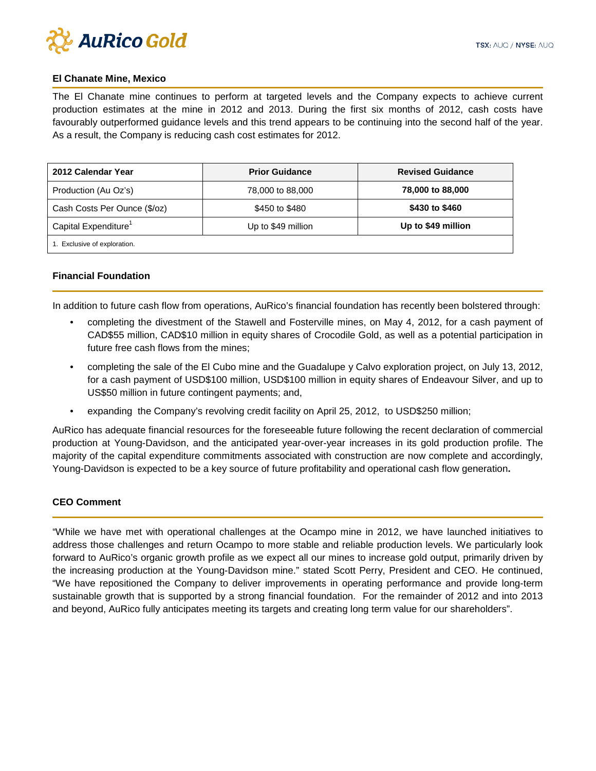## El Chanate Mine, Mexico

The El Chanate mine continues to perform at targeted levels and the Company expects to achieve current production estimates at the mine in 2012 and 2013. During the first six months of 2012, cash costs have favourably outperformed guidance levels and this trend appears to be continuing into the second half of the year. As a result, the Company is reducing cash cost estimates for 2012.

| 2012 Calendar Year | Prior Guidance | Revised Guidance |
|---|---|---|
| Production (Au Oz's) | 78,000 to 88,000 | **78,000 to 88,000** |
| Cash Costs Per Ounce ($/oz) | $450 to $480 | **$430 to $460** |
| Capital Expenditure[1] | Up to $49 million | **Up to $49 million** |
| 1. Exclusive of exploration. | | |

## Financial Foundation

In addition to future cash flow from operations, AuRico's financial foundation has recently been bolstered through:

- completing the divestment of the Stawell and Fosterville mines, on May 4, 2012, for a cash payment of CAD$55 million, CAD$10 million in equity shares of Crocodile Gold, as well as a potential participation in future free cash flows from the mines;
- completing the sale of the El Cubo mine and the Guadalupe y Calvo exploration project, on July 13, 2012, for a cash payment of USD$100 million, USD$100 million in equity shares of Endeavour Silver, and up to US$50 million in future contingent payments; and,
- expanding the Company's revolving credit facility on April 25, 2012, to USD$250 million;

AuRico has adequate financial resources for the foreseeable future following the recent declaration of commercial production at Young-Davidson, and the anticipated year-over-year increases in its gold production profile. The majority of the capital expenditure commitments associated with construction are now complete and accordingly, Young-Davidson is expected to be a key source of future profitability and operational cash flow generation.

## CEO Comment

"While we have met with operational challenges at the Ocampo mine in 2012, we have launched initiatives to address those challenges and return Ocampo to more stable and reliable production levels. We particularly look forward to AuRico's organic growth profile as we expect all our mines to increase gold output, primarily driven by the increasing production at the Young-Davidson mine." stated Scott Perry, President and CEO. He continued, "We have repositioned the Company to deliver improvements in operating performance and provide long-term sustainable growth that is supported by a strong financial foundation. For the remainder of 2012 and into 2013 and beyond, AuRico fully anticipates meeting its targets and creating long term value for our shareholders".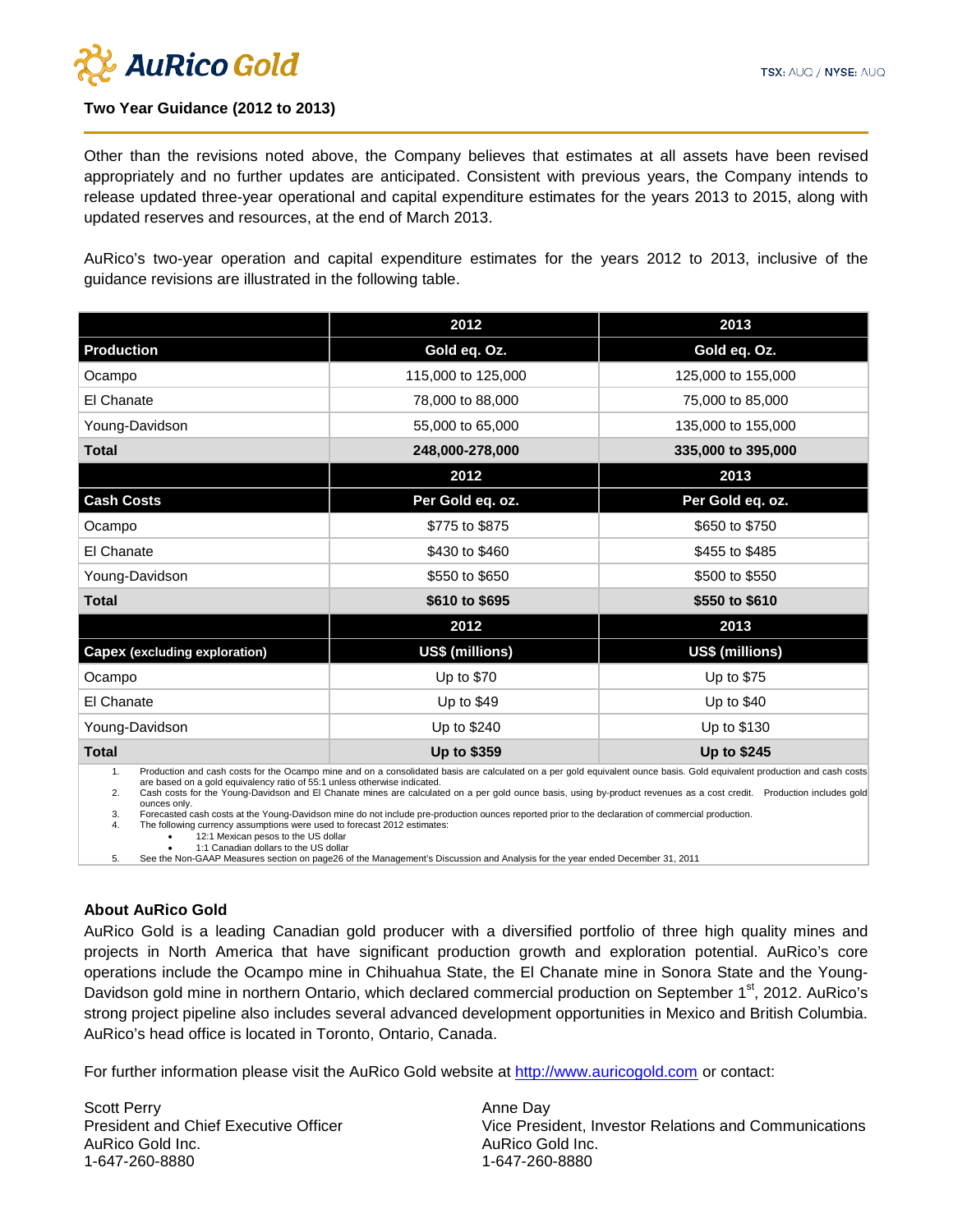### Two Year Guidance (2012 to 2013)

Other than the revisions noted above, the Company believes that estimates at all assets have been revised appropriately and no further updates are anticipated. Consistent with previous years, the Company intends to release updated three-year operational and capital expenditure estimates for the years 2013 to 2015, along with updated reserves and resources, at the end of March 2013.

AuRico's two-year operation and capital expenditure estimates for the years 2012 to 2013, inclusive of the guidance revisions are illustrated in the following table.

| | 2012 | 2013 |
|---|---|---|
| **Production** | **Gold eq. Oz.** | **Gold eq. Oz.** |
| Ocampo | 115,000 to 125,000 | 125,000 to 155,000 |
| El Chanate | 78,000 to 88,000 | 75,000 to 85,000 |
| Young-Davidson | 55,000 to 65,000 | 135,000 to 155,000 |
| **Total** | **248,000-278,000** | **335,000 to 395,000** |
| | **2012** | **2013** |
| **Cash Costs** | **Per Gold eq. oz.** | **Per Gold eq. oz.** |
| Ocampo | $775 to $875 | $650 to $750 |
| El Chanate | $430 to $460 | $455 to $485 |
| Young-Davidson | $550 to $650 | $500 to $550 |
| **Total** | **$610 to $695** | **$550 to $610** |
| | **2012** | **2013** |
| **Capex (excluding exploration)** | **US$ (millions)** | **US$ (millions)** |
| Ocampo | Up to $70 | Up to $75 |
| El Chanate | Up to $49 | Up to $40 |
| Young-Davidson | Up to $240 | Up to $130 |
| **Total** | **Up to $359** | **Up to $245** |

1. Production and cash costs for the Ocampo mine and on a consolidated basis are calculated on a per gold equivalent ounce basis. Gold equivalent production and cash costs are based on a gold equivalency ratio of 55:1 unless otherwise indicated.
2. Cash costs for the Young-Davidson and El Chanate mines are calculated on a per gold ounce basis, using by-product revenues as a cost credit. Production includes gold ounces only.
3. Forecasted cash costs at the Young-Davidson mine do not include pre-production ounces reported prior to the declaration of commercial production.
4. The following currency assumptions were used to forecast 2012 estimates:
   - 12:1 Mexican pesos to the US dollar
   - 1:1 Canadian dollars to the US dollar
5. See the Non-GAAP Measures section on page26 of the Management's Discussion and Analysis for the year ended December 31, 2011

### About AuRico Gold

AuRico Gold is a leading Canadian gold producer with a diversified portfolio of three high quality mines and projects in North America that have significant production growth and exploration potential. AuRico's core operations include the Ocampo mine in Chihuahua State, the El Chanate mine in Sonora State and the Young-Davidson gold mine in northern Ontario, which declared commercial production on September 1st, 2012. AuRico's strong project pipeline also includes several advanced development opportunities in Mexico and British Columbia. AuRico's head office is located in Toronto, Ontario, Canada.

For further information please visit the AuRico Gold website at http://www.auricogold.com or contact:

Scott Perry
President and Chief Executive Officer
AuRico Gold Inc.
1-647-260-8880

Anne Day
Vice President, Investor Relations and Communications
AuRico Gold Inc.
1-647-260-8880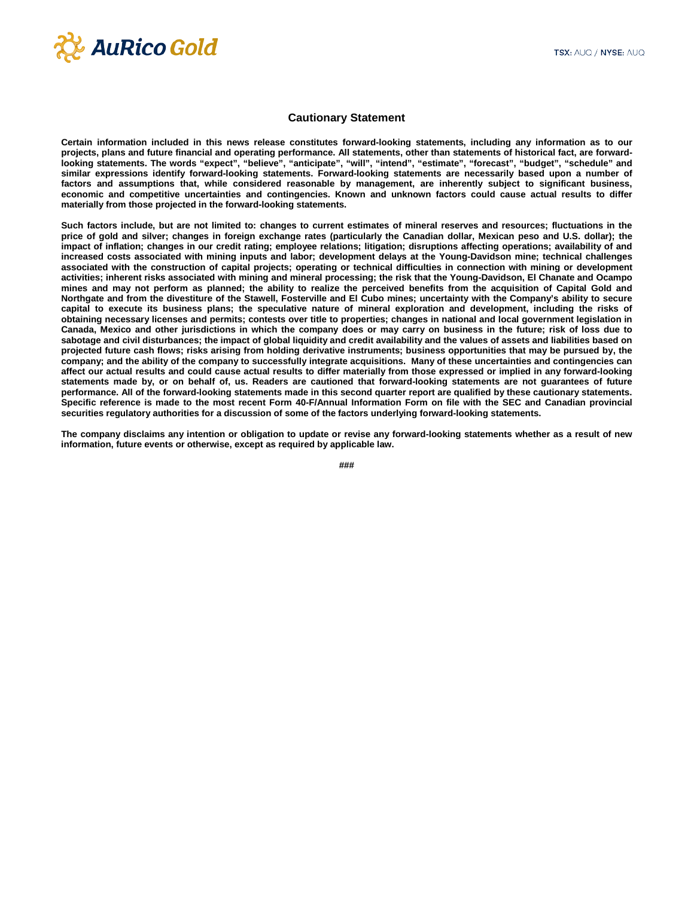## Cautionary Statement

**Certain information included in this news release constitutes forward-looking statements, including any information as to our projects, plans and future financial and operating performance. All statements, other than statements of historical fact, are forward-looking statements. The words “expect”, “believe”, “anticipate”, “will”, “intend”, “estimate”, “forecast”, “budget”, “schedule” and similar expressions identify forward-looking statements. Forward-looking statements are necessarily based upon a number of factors and assumptions that, while considered reasonable by management, are inherently subject to significant business, economic and competitive uncertainties and contingencies. Known and unknown factors could cause actual results to differ materially from those projected in the forward-looking statements.**

**Such factors include, but are not limited to: changes to current estimates of mineral reserves and resources; fluctuations in the price of gold and silver; changes in foreign exchange rates (particularly the Canadian dollar, Mexican peso and U.S. dollar); the impact of inflation; changes in our credit rating; employee relations; litigation; disruptions affecting operations; availability of and increased costs associated with mining inputs and labor; development delays at the Young-Davidson mine; technical challenges associated with the construction of capital projects; operating or technical difficulties in connection with mining or development activities; inherent risks associated with mining and mineral processing; the risk that the Young-Davidson, El Chanate and Ocampo mines and may not perform as planned; the ability to realize the perceived benefits from the acquisition of Capital Gold and Northgate and from the divestiture of the Stawell, Fosterville and El Cubo mines; uncertainty with the Company’s ability to secure capital to execute its business plans; the speculative nature of mineral exploration and development, including the risks of obtaining necessary licenses and permits; contests over title to properties; changes in national and local government legislation in Canada, Mexico and other jurisdictions in which the company does or may carry on business in the future; risk of loss due to sabotage and civil disturbances; the impact of global liquidity and credit availability and the values of assets and liabilities based on projected future cash flows; risks arising from holding derivative instruments; business opportunities that may be pursued by, the company; and the ability of the company to successfully integrate acquisitions. Many of these uncertainties and contingencies can affect our actual results and could cause actual results to differ materially from those expressed or implied in any forward-looking statements made by, or on behalf of, us. Readers are cautioned that forward-looking statements are not guarantees of future performance. All of the forward-looking statements made in this second quarter report are qualified by these cautionary statements. Specific reference is made to the most recent Form 40-F/Annual Information Form on file with the SEC and Canadian provincial securities regulatory authorities for a discussion of some of the factors underlying forward-looking statements.**

**The company disclaims any intention or obligation to update or revise any forward-looking statements whether as a result of new information, future events or otherwise, except as required by applicable law.**

###